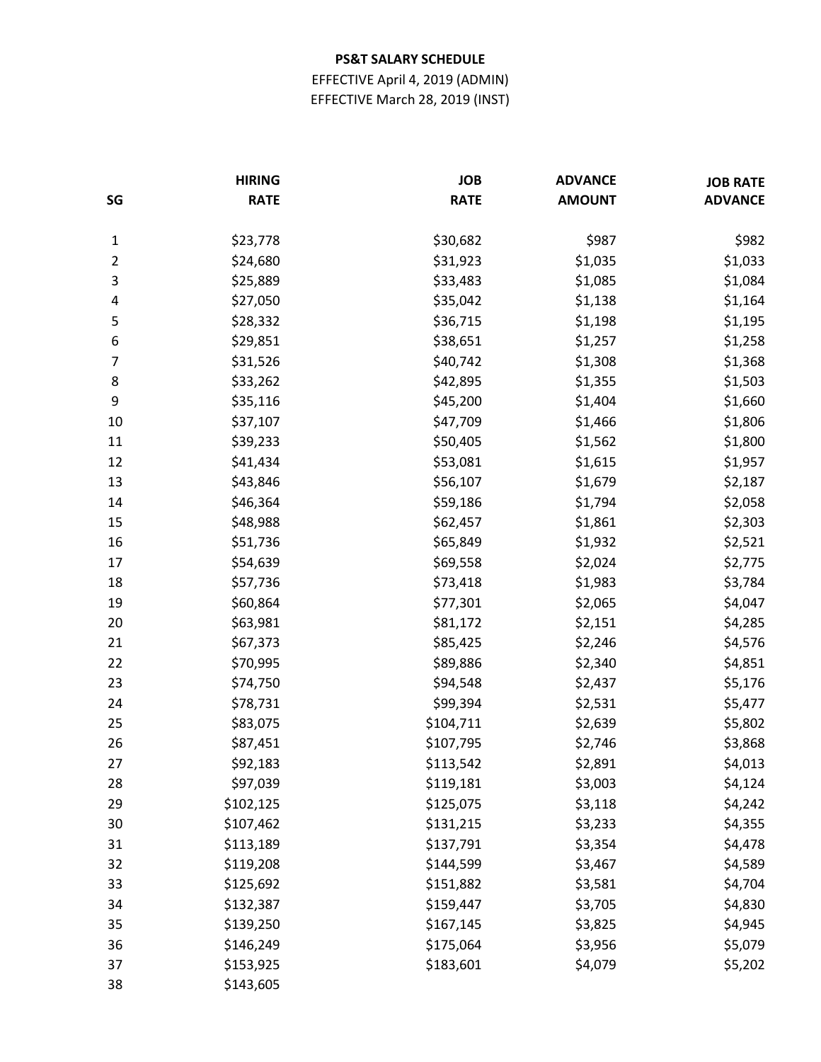**PS&T SALARY SCHEDULE**

EFFECTIVE April 4, 2019 (ADMIN)

EFFECTIVE March 28, 2019 (INST)

| SG | HIRING RATE | JOB RATE | ADVANCE AMOUNT | JOB RATE ADVANCE |
|---|---|---|---|---|
| 1 | $23,778 | $30,682 | $987 | $982 |
| 2 | $24,680 | $31,923 | $1,035 | $1,033 |
| 3 | $25,889 | $33,483 | $1,085 | $1,084 |
| 4 | $27,050 | $35,042 | $1,138 | $1,164 |
| 5 | $28,332 | $36,715 | $1,198 | $1,195 |
| 6 | $29,851 | $38,651 | $1,257 | $1,258 |
| 7 | $31,526 | $40,742 | $1,308 | $1,368 |
| 8 | $33,262 | $42,895 | $1,355 | $1,503 |
| 9 | $35,116 | $45,200 | $1,404 | $1,660 |
| 10 | $37,107 | $47,709 | $1,466 | $1,806 |
| 11 | $39,233 | $50,405 | $1,562 | $1,800 |
| 12 | $41,434 | $53,081 | $1,615 | $1,957 |
| 13 | $43,846 | $56,107 | $1,679 | $2,187 |
| 14 | $46,364 | $59,186 | $1,794 | $2,058 |
| 15 | $48,988 | $62,457 | $1,861 | $2,303 |
| 16 | $51,736 | $65,849 | $1,932 | $2,521 |
| 17 | $54,639 | $69,558 | $2,024 | $2,775 |
| 18 | $57,736 | $73,418 | $1,983 | $3,784 |
| 19 | $60,864 | $77,301 | $2,065 | $4,047 |
| 20 | $63,981 | $81,172 | $2,151 | $4,285 |
| 21 | $67,373 | $85,425 | $2,246 | $4,576 |
| 22 | $70,995 | $89,886 | $2,340 | $4,851 |
| 23 | $74,750 | $94,548 | $2,437 | $5,176 |
| 24 | $78,731 | $99,394 | $2,531 | $5,477 |
| 25 | $83,075 | $104,711 | $2,639 | $5,802 |
| 26 | $87,451 | $107,795 | $2,746 | $3,868 |
| 27 | $92,183 | $113,542 | $2,891 | $4,013 |
| 28 | $97,039 | $119,181 | $3,003 | $4,124 |
| 29 | $102,125 | $125,075 | $3,118 | $4,242 |
| 30 | $107,462 | $131,215 | $3,233 | $4,355 |
| 31 | $113,189 | $137,791 | $3,354 | $4,478 |
| 32 | $119,208 | $144,599 | $3,467 | $4,589 |
| 33 | $125,692 | $151,882 | $3,581 | $4,704 |
| 34 | $132,387 | $159,447 | $3,705 | $4,830 |
| 35 | $139,250 | $167,145 | $3,825 | $4,945 |
| 36 | $146,249 | $175,064 | $3,956 | $5,079 |
| 37 | $153,925 | $183,601 | $4,079 | $5,202 |
| 38 | $143,605 | | | |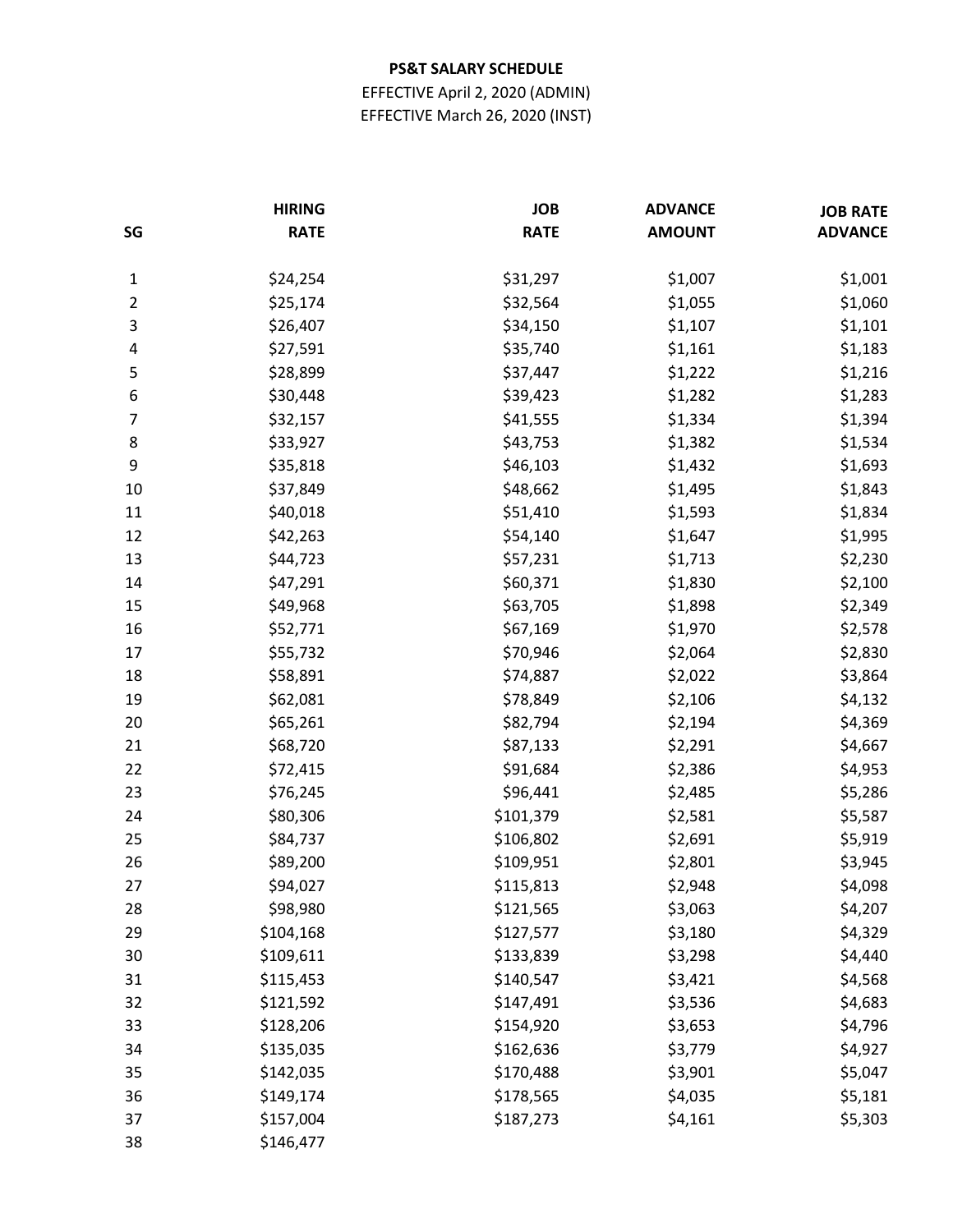**PS&T SALARY SCHEDULE**

EFFECTIVE April 2, 2020 (ADMIN)

EFFECTIVE March 26, 2020 (INST)

| SG | HIRING RATE | JOB RATE | ADVANCE AMOUNT | JOB RATE ADVANCE |
|---|---|---|---|---|
| 1 | $24,254 | $31,297 | $1,007 | $1,001 |
| 2 | $25,174 | $32,564 | $1,055 | $1,060 |
| 3 | $26,407 | $34,150 | $1,107 | $1,101 |
| 4 | $27,591 | $35,740 | $1,161 | $1,183 |
| 5 | $28,899 | $37,447 | $1,222 | $1,216 |
| 6 | $30,448 | $39,423 | $1,282 | $1,283 |
| 7 | $32,157 | $41,555 | $1,334 | $1,394 |
| 8 | $33,927 | $43,753 | $1,382 | $1,534 |
| 9 | $35,818 | $46,103 | $1,432 | $1,693 |
| 10 | $37,849 | $48,662 | $1,495 | $1,843 |
| 11 | $40,018 | $51,410 | $1,593 | $1,834 |
| 12 | $42,263 | $54,140 | $1,647 | $1,995 |
| 13 | $44,723 | $57,231 | $1,713 | $2,230 |
| 14 | $47,291 | $60,371 | $1,830 | $2,100 |
| 15 | $49,968 | $63,705 | $1,898 | $2,349 |
| 16 | $52,771 | $67,169 | $1,970 | $2,578 |
| 17 | $55,732 | $70,946 | $2,064 | $2,830 |
| 18 | $58,891 | $74,887 | $2,022 | $3,864 |
| 19 | $62,081 | $78,849 | $2,106 | $4,132 |
| 20 | $65,261 | $82,794 | $2,194 | $4,369 |
| 21 | $68,720 | $87,133 | $2,291 | $4,667 |
| 22 | $72,415 | $91,684 | $2,386 | $4,953 |
| 23 | $76,245 | $96,441 | $2,485 | $5,286 |
| 24 | $80,306 | $101,379 | $2,581 | $5,587 |
| 25 | $84,737 | $106,802 | $2,691 | $5,919 |
| 26 | $89,200 | $109,951 | $2,801 | $3,945 |
| 27 | $94,027 | $115,813 | $2,948 | $4,098 |
| 28 | $98,980 | $121,565 | $3,063 | $4,207 |
| 29 | $104,168 | $127,577 | $3,180 | $4,329 |
| 30 | $109,611 | $133,839 | $3,298 | $4,440 |
| 31 | $115,453 | $140,547 | $3,421 | $4,568 |
| 32 | $121,592 | $147,491 | $3,536 | $4,683 |
| 33 | $128,206 | $154,920 | $3,653 | $4,796 |
| 34 | $135,035 | $162,636 | $3,779 | $4,927 |
| 35 | $142,035 | $170,488 | $3,901 | $5,047 |
| 36 | $149,174 | $178,565 | $4,035 | $5,181 |
| 37 | $157,004 | $187,273 | $4,161 | $5,303 |
| 38 | $146,477 | | | |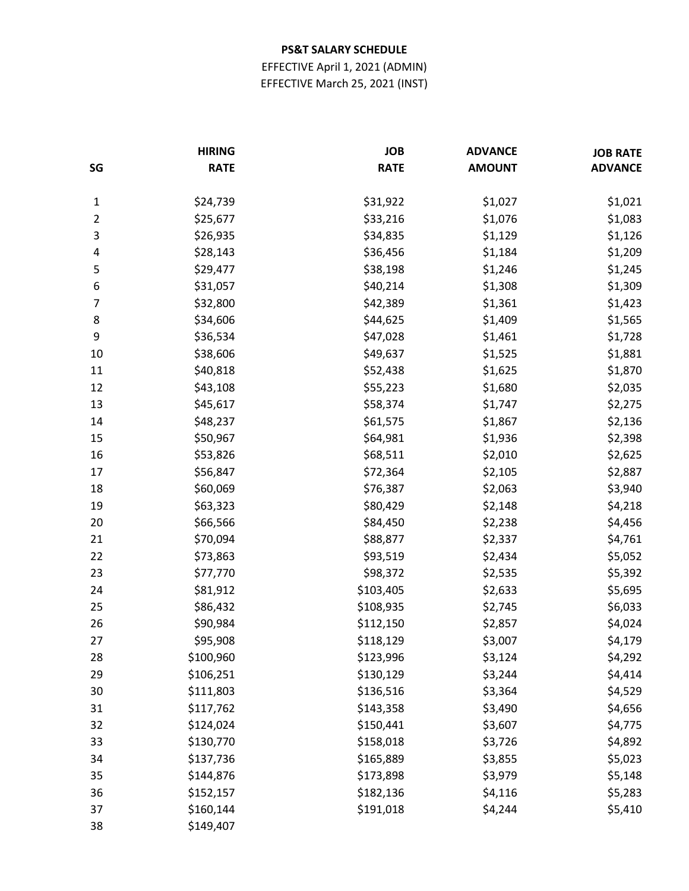**PS&T SALARY SCHEDULE**

EFFECTIVE April 1, 2021 (ADMIN)

EFFECTIVE March 25, 2021 (INST)

| SG | HIRING RATE | JOB RATE | ADVANCE AMOUNT | JOB RATE ADVANCE |
|---|---|---|---|---|
| 1 | $24,739 | $31,922 | $1,027 | $1,021 |
| 2 | $25,677 | $33,216 | $1,076 | $1,083 |
| 3 | $26,935 | $34,835 | $1,129 | $1,126 |
| 4 | $28,143 | $36,456 | $1,184 | $1,209 |
| 5 | $29,477 | $38,198 | $1,246 | $1,245 |
| 6 | $31,057 | $40,214 | $1,308 | $1,309 |
| 7 | $32,800 | $42,389 | $1,361 | $1,423 |
| 8 | $34,606 | $44,625 | $1,409 | $1,565 |
| 9 | $36,534 | $47,028 | $1,461 | $1,728 |
| 10 | $38,606 | $49,637 | $1,525 | $1,881 |
| 11 | $40,818 | $52,438 | $1,625 | $1,870 |
| 12 | $43,108 | $55,223 | $1,680 | $2,035 |
| 13 | $45,617 | $58,374 | $1,747 | $2,275 |
| 14 | $48,237 | $61,575 | $1,867 | $2,136 |
| 15 | $50,967 | $64,981 | $1,936 | $2,398 |
| 16 | $53,826 | $68,511 | $2,010 | $2,625 |
| 17 | $56,847 | $72,364 | $2,105 | $2,887 |
| 18 | $60,069 | $76,387 | $2,063 | $3,940 |
| 19 | $63,323 | $80,429 | $2,148 | $4,218 |
| 20 | $66,566 | $84,450 | $2,238 | $4,456 |
| 21 | $70,094 | $88,877 | $2,337 | $4,761 |
| 22 | $73,863 | $93,519 | $2,434 | $5,052 |
| 23 | $77,770 | $98,372 | $2,535 | $5,392 |
| 24 | $81,912 | $103,405 | $2,633 | $5,695 |
| 25 | $86,432 | $108,935 | $2,745 | $6,033 |
| 26 | $90,984 | $112,150 | $2,857 | $4,024 |
| 27 | $95,908 | $118,129 | $3,007 | $4,179 |
| 28 | $100,960 | $123,996 | $3,124 | $4,292 |
| 29 | $106,251 | $130,129 | $3,244 | $4,414 |
| 30 | $111,803 | $136,516 | $3,364 | $4,529 |
| 31 | $117,762 | $143,358 | $3,490 | $4,656 |
| 32 | $124,024 | $150,441 | $3,607 | $4,775 |
| 33 | $130,770 | $158,018 | $3,726 | $4,892 |
| 34 | $137,736 | $165,889 | $3,855 | $5,023 |
| 35 | $144,876 | $173,898 | $3,979 | $5,148 |
| 36 | $152,157 | $182,136 | $4,116 | $5,283 |
| 37 | $160,144 | $191,018 | $4,244 | $5,410 |
| 38 | $149,407 | | | |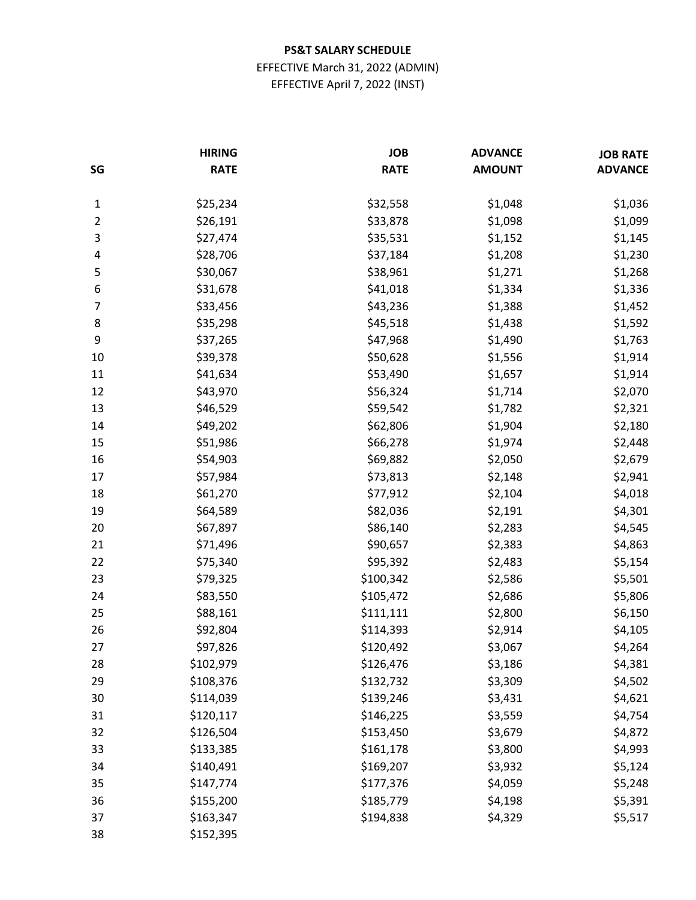**PS&T SALARY SCHEDULE**

EFFECTIVE March 31, 2022 (ADMIN)

EFFECTIVE April 7, 2022 (INST)

| SG | HIRING RATE | JOB RATE | ADVANCE AMOUNT | JOB RATE ADVANCE |
|---|---|---|---|---|
| 1 | $25,234 | $32,558 | $1,048 | $1,036 |
| 2 | $26,191 | $33,878 | $1,098 | $1,099 |
| 3 | $27,474 | $35,531 | $1,152 | $1,145 |
| 4 | $28,706 | $37,184 | $1,208 | $1,230 |
| 5 | $30,067 | $38,961 | $1,271 | $1,268 |
| 6 | $31,678 | $41,018 | $1,334 | $1,336 |
| 7 | $33,456 | $43,236 | $1,388 | $1,452 |
| 8 | $35,298 | $45,518 | $1,438 | $1,592 |
| 9 | $37,265 | $47,968 | $1,490 | $1,763 |
| 10 | $39,378 | $50,628 | $1,556 | $1,914 |
| 11 | $41,634 | $53,490 | $1,657 | $1,914 |
| 12 | $43,970 | $56,324 | $1,714 | $2,070 |
| 13 | $46,529 | $59,542 | $1,782 | $2,321 |
| 14 | $49,202 | $62,806 | $1,904 | $2,180 |
| 15 | $51,986 | $66,278 | $1,974 | $2,448 |
| 16 | $54,903 | $69,882 | $2,050 | $2,679 |
| 17 | $57,984 | $73,813 | $2,148 | $2,941 |
| 18 | $61,270 | $77,912 | $2,104 | $4,018 |
| 19 | $64,589 | $82,036 | $2,191 | $4,301 |
| 20 | $67,897 | $86,140 | $2,283 | $4,545 |
| 21 | $71,496 | $90,657 | $2,383 | $4,863 |
| 22 | $75,340 | $95,392 | $2,483 | $5,154 |
| 23 | $79,325 | $100,342 | $2,586 | $5,501 |
| 24 | $83,550 | $105,472 | $2,686 | $5,806 |
| 25 | $88,161 | $111,111 | $2,800 | $6,150 |
| 26 | $92,804 | $114,393 | $2,914 | $4,105 |
| 27 | $97,826 | $120,492 | $3,067 | $4,264 |
| 28 | $102,979 | $126,476 | $3,186 | $4,381 |
| 29 | $108,376 | $132,732 | $3,309 | $4,502 |
| 30 | $114,039 | $139,246 | $3,431 | $4,621 |
| 31 | $120,117 | $146,225 | $3,559 | $4,754 |
| 32 | $126,504 | $153,450 | $3,679 | $4,872 |
| 33 | $133,385 | $161,178 | $3,800 | $4,993 |
| 34 | $140,491 | $169,207 | $3,932 | $5,124 |
| 35 | $147,774 | $177,376 | $4,059 | $5,248 |
| 36 | $155,200 | $185,779 | $4,198 | $5,391 |
| 37 | $163,347 | $194,838 | $4,329 | $5,517 |
| 38 | $152,395 | | | |